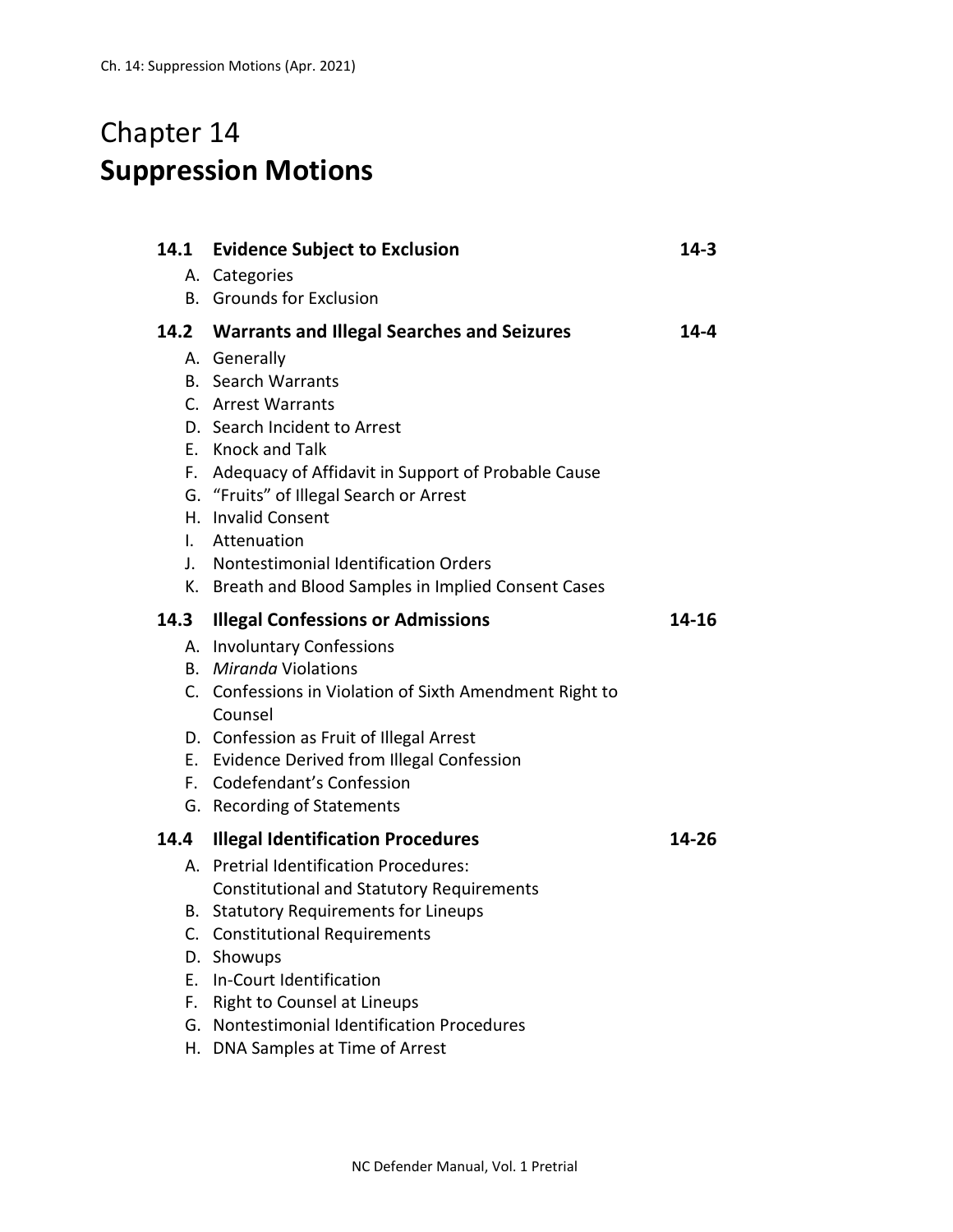# Chapter 14
# **Suppression Motions**

| | | |
|---|---|---|
| **14.1** | **Evidence Subject to Exclusion** | **14-3** |
| | A. Categories | |
| | B. Grounds for Exclusion | |
| **14.2** | **Warrants and Illegal Searches and Seizures** | **14-4** |
| | A. Generally | |
| | B. Search Warrants | |
| | C. Arrest Warrants | |
| | D. Search Incident to Arrest | |
| | E. Knock and Talk | |
| | F. Adequacy of Affidavit in Support of Probable Cause | |
| | G. "Fruits" of Illegal Search or Arrest | |
| | H. Invalid Consent | |
| | I. Attenuation | |
| | J. Nontestimonial Identification Orders | |
| | K. Breath and Blood Samples in Implied Consent Cases | |
| **14.3** | **Illegal Confessions or Admissions** | **14-16** |
| | A. Involuntary Confessions | |
| | B. *Miranda* Violations | |
| | C. Confessions in Violation of Sixth Amendment Right to Counsel | |
| | D. Confession as Fruit of Illegal Arrest | |
| | E. Evidence Derived from Illegal Confession | |
| | F. Codefendant's Confession | |
| | G. Recording of Statements | |
| **14.4** | **Illegal Identification Procedures** | **14-26** |
| | A. Pretrial Identification Procedures: Constitutional and Statutory Requirements | |
| | B. Statutory Requirements for Lineups | |
| | C. Constitutional Requirements | |
| | D. Showups | |
| | E. In-Court Identification | |
| | F. Right to Counsel at Lineups | |
| | G. Nontestimonial Identification Procedures | |
| | H. DNA Samples at Time of Arrest | |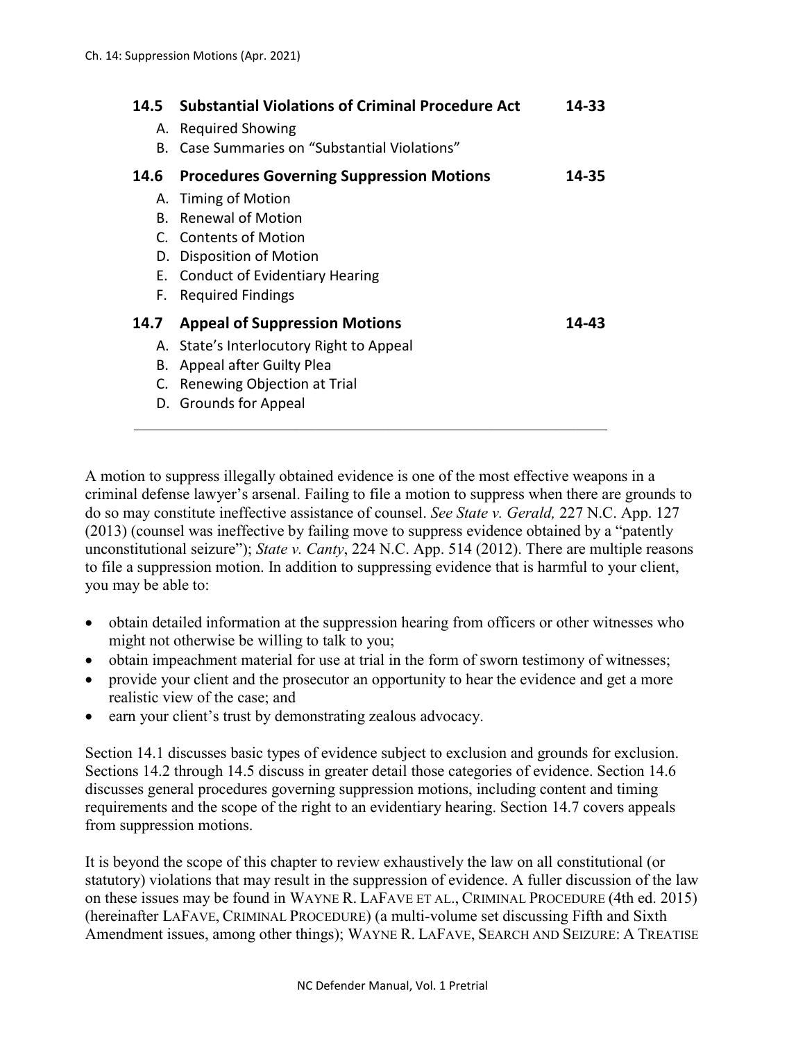| | | |
|---|---|---|
| **14.5** | **Substantial Violations of Criminal Procedure Act** | **14-33** |
| | A. Required Showing | |
| | B. Case Summaries on "Substantial Violations" | |
| **14.6** | **Procedures Governing Suppression Motions** | **14-35** |
| | A. Timing of Motion | |
| | B. Renewal of Motion | |
| | C. Contents of Motion | |
| | D. Disposition of Motion | |
| | E. Conduct of Evidentiary Hearing | |
| | F. Required Findings | |
| **14.7** | **Appeal of Suppression Motions** | **14-43** |
| | A. State's Interlocutory Right to Appeal | |
| | B. Appeal after Guilty Plea | |
| | C. Renewing Objection at Trial | |
| | D. Grounds for Appeal | |

---

A motion to suppress illegally obtained evidence is one of the most effective weapons in a criminal defense lawyer's arsenal. Failing to file a motion to suppress when there are grounds to do so may constitute ineffective assistance of counsel. *See State v. Gerald,* 227 N.C. App. 127 (2013) (counsel was ineffective by failing move to suppress evidence obtained by a "patently unconstitutional seizure"); *State v. Canty*, 224 N.C. App. 514 (2012). There are multiple reasons to file a suppression motion. In addition to suppressing evidence that is harmful to your client, you may be able to:

- obtain detailed information at the suppression hearing from officers or other witnesses who might not otherwise be willing to talk to you;
- obtain impeachment material for use at trial in the form of sworn testimony of witnesses;
- provide your client and the prosecutor an opportunity to hear the evidence and get a more realistic view of the case; and
- earn your client's trust by demonstrating zealous advocacy.

Section 14.1 discusses basic types of evidence subject to exclusion and grounds for exclusion. Sections 14.2 through 14.5 discuss in greater detail those categories of evidence. Section 14.6 discusses general procedures governing suppression motions, including content and timing requirements and the scope of the right to an evidentiary hearing. Section 14.7 covers appeals from suppression motions.

It is beyond the scope of this chapter to review exhaustively the law on all constitutional (or statutory) violations that may result in the suppression of evidence. A fuller discussion of the law on these issues may be found in WAYNE R. LAFAVE ET AL., CRIMINAL PROCEDURE (4th ed. 2015) (hereinafter LAFAVE, CRIMINAL PROCEDURE) (a multi-volume set discussing Fifth and Sixth Amendment issues, among other things); WAYNE R. LAFAVE, SEARCH AND SEIZURE: A TREATISE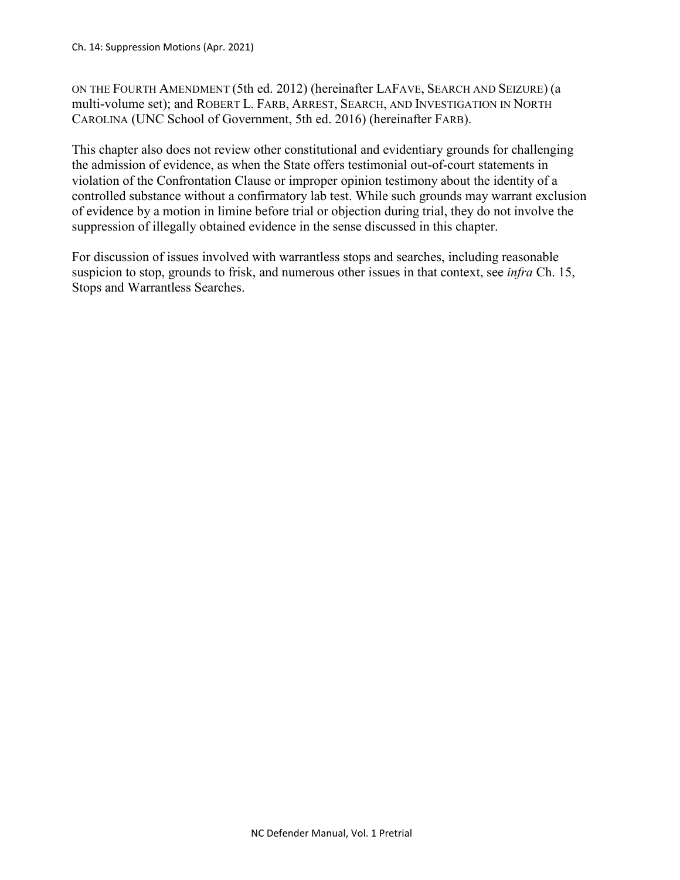ON THE FOURTH AMENDMENT (5th ed. 2012) (hereinafter LAFAVE, SEARCH AND SEIZURE) (a multi-volume set); and ROBERT L. FARB, ARREST, SEARCH, AND INVESTIGATION IN NORTH CAROLINA (UNC School of Government, 5th ed. 2016) (hereinafter FARB).

This chapter also does not review other constitutional and evidentiary grounds for challenging the admission of evidence, as when the State offers testimonial out-of-court statements in violation of the Confrontation Clause or improper opinion testimony about the identity of a controlled substance without a confirmatory lab test. While such grounds may warrant exclusion of evidence by a motion in limine before trial or objection during trial, they do not involve the suppression of illegally obtained evidence in the sense discussed in this chapter.

For discussion of issues involved with warrantless stops and searches, including reasonable suspicion to stop, grounds to frisk, and numerous other issues in that context, see *infra* Ch. 15, Stops and Warrantless Searches.